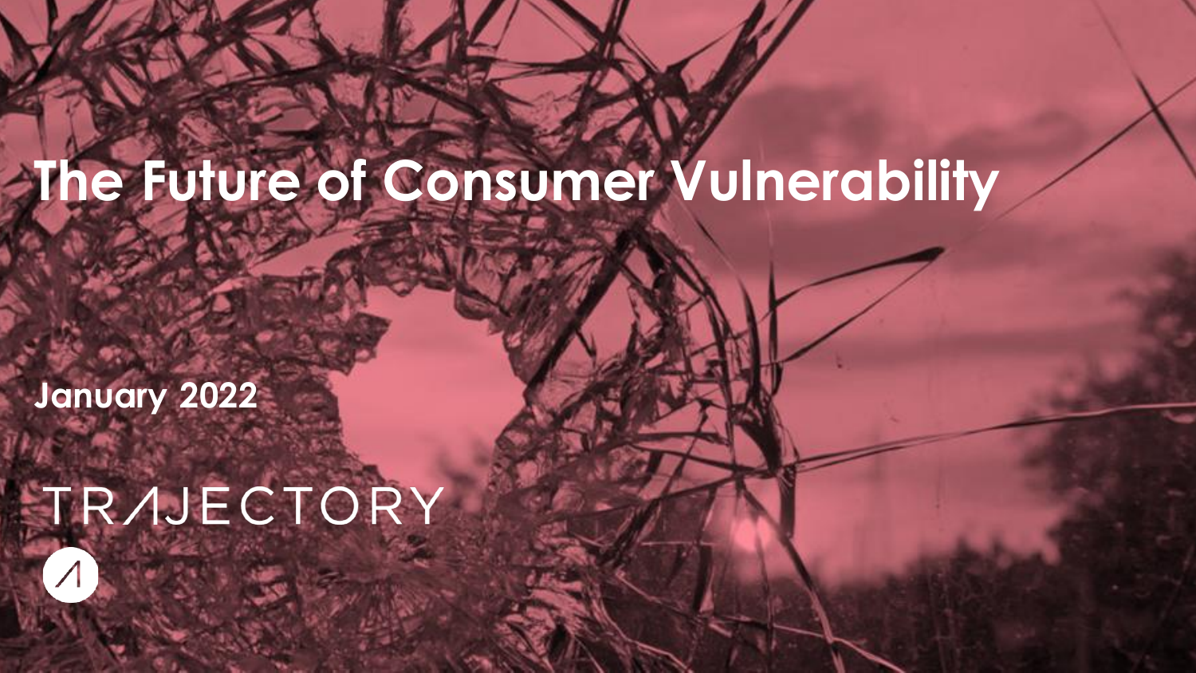# The Future of Consumer Vulnerability

**January 2022**

TRAJECTORY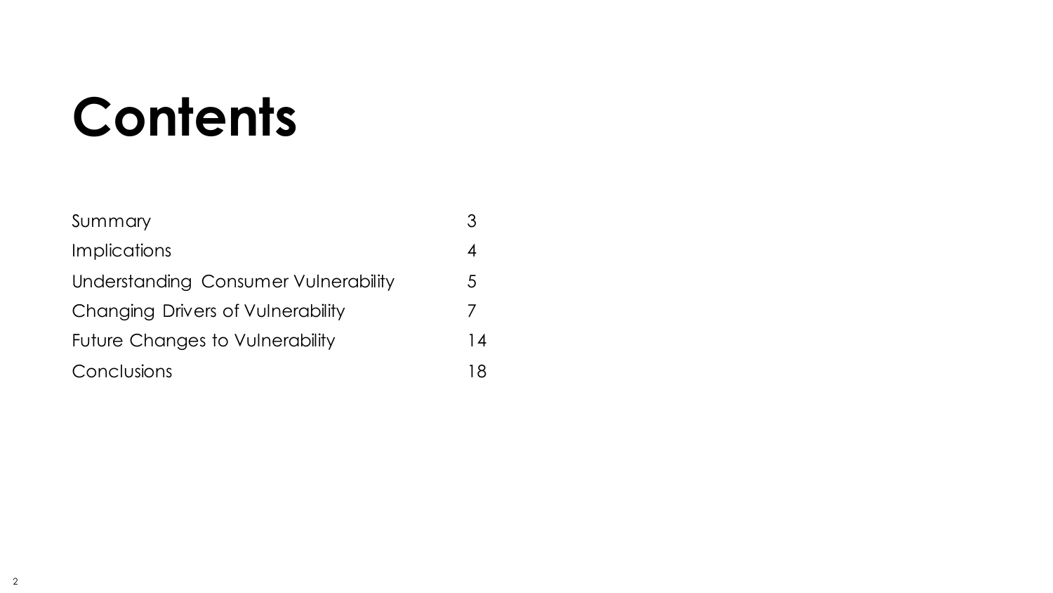# Contents

| | |
|---|---|
| Summary | 3 |
| Implications | 4 |
| Understanding Consumer Vulnerability | 5 |
| Changing Drivers of Vulnerability | 7 |
| Future Changes to Vulnerability | 14 |
| Conclusions | 18 |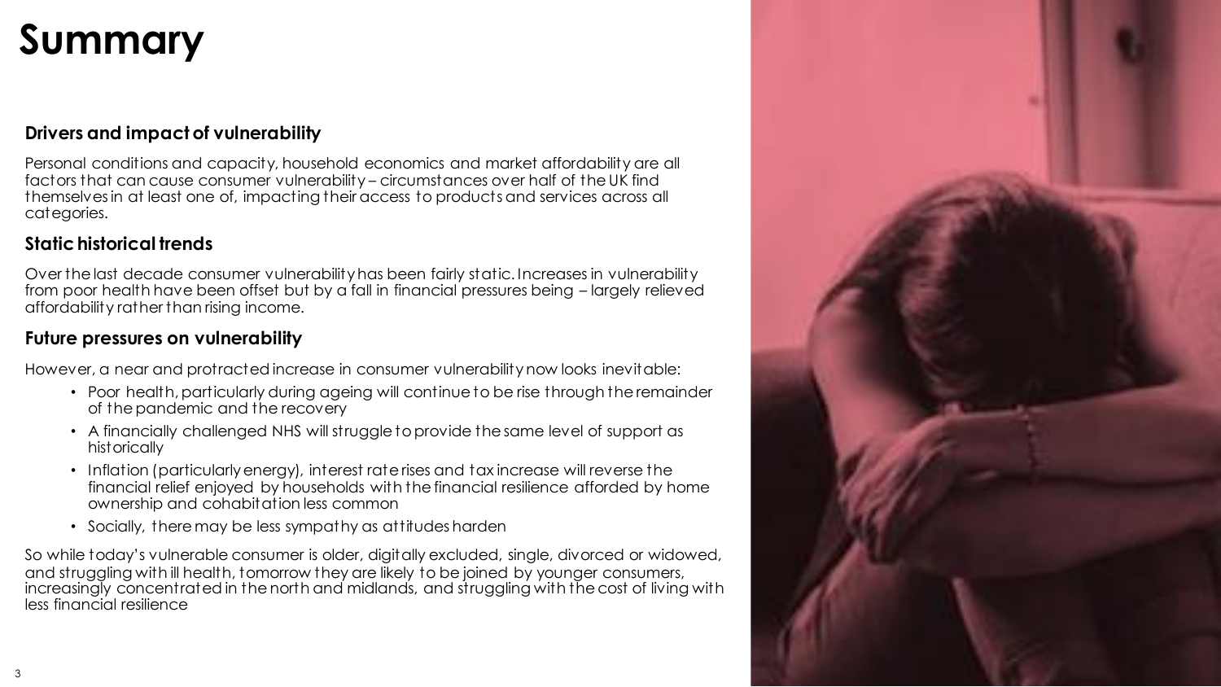# Summary

### Drivers and impact of vulnerability

Personal conditions and capacity, household economics and market affordability are all factors that can cause consumer vulnerability – circumstances over half of the UK find themselves in at least one of, impacting their access to products and services across all categories.

### Static historical trends

Over the last decade consumer vulnerability has been fairly static. Increases in vulnerability from poor health have been offset but by a fall in financial pressures being – largely relieved affordability rather than rising income.

### Future pressures on vulnerability

However, a near and protracted increase in consumer vulnerability now looks inevitable:

- Poor health, particularly during ageing will continue to be rise through the remainder of the pandemic and the recovery
- A financially challenged NHS will struggle to provide the same level of support as historically
- Inflation (particularly energy), interest rate rises and tax increase will reverse the financial relief enjoyed by households with the financial resilience afforded by home ownership and cohabitation less common
- Socially, there may be less sympathy as attitudes harden

So while today's vulnerable consumer is older, digitally excluded, single, divorced or widowed, and struggling with ill health, tomorrow they are likely to be joined by younger consumers, increasingly concentrated in the north and midlands, and struggling with the cost of living with less financial resilience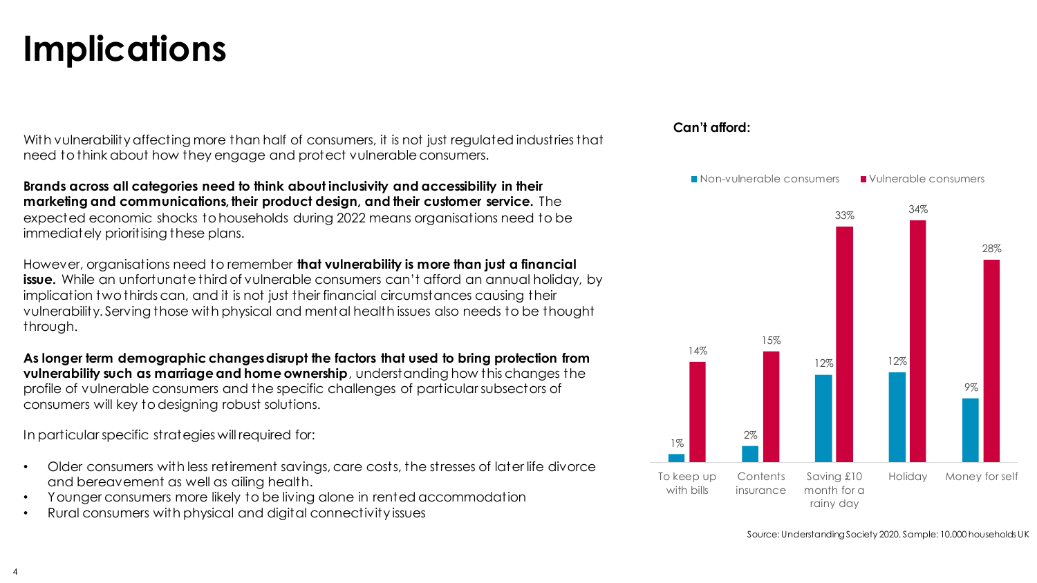# Implications

With vulnerability affecting more than half of consumers, it is not just regulated industries that need to think about how they engage and protect vulnerable consumers.

**Brands across all categories need to think about inclusivity and accessibility in their marketing and communications, their product design, and their customer service.** The expected economic shocks to households during 2022 means organisations need to be immediately prioritising these plans.

However, organisations need to remember **that vulnerability is more than just a financial issue.** While an unfortunate third of vulnerable consumers can't afford an annual holiday, by implication two thirds can, and it is not just their financial circumstances causing their vulnerability. Serving those with physical and mental health issues also needs to be thought through.

**As longer term demographic changes disrupt the factors that used to bring protection from vulnerability such as marriage and home ownership**, understanding how this changes the profile of vulnerable consumers and the specific challenges of particular subsectors of consumers will key to designing robust solutions.

In particular specific strategies will required for:

- Older consumers with less retirement savings, care costs, the stresses of later life divorce and bereavement as well as ailing health.
- Younger consumers more likely to be living alone in rented accommodation
- Rural consumers with physical and digital connectivity issues

**Can't afford:**

| | Non-vulnerable consumers | Vulnerable consumers |
|---|---|---|
| To keep up with bills | 1% | 14% |
| Contents insurance | 2% | 15% |
| Saving £10 month for a rainy day | 12% | 33% |
| Holiday | 12% | 34% |
| Money for self | 9% | 28% |

Source: Understanding Society 2020. Sample: 10,000 households UK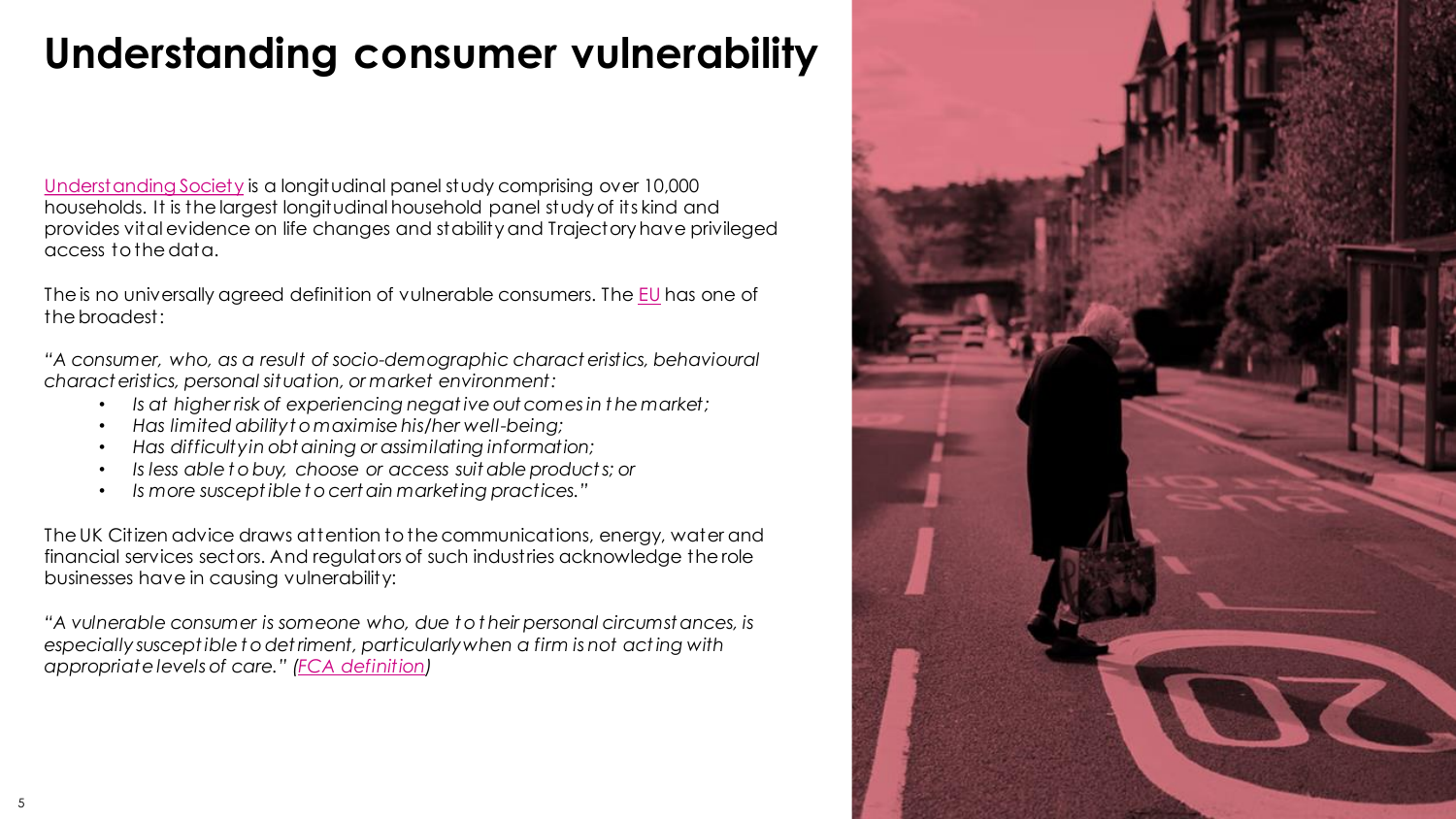# Understanding consumer vulnerability

Understanding Society is a longitudinal panel study comprising over 10,000 households. It is the largest longitudinal household panel study of its kind and provides vital evidence on life changes and stability and Trajectory have privileged access to the data.

The is no universally agreed definition of vulnerable consumers. The EU has one of the broadest:

*"A consumer, who, as a result of socio-demographic characteristics, behavioural characteristics, personal situation, or market environment:*

- *Is at higher risk of experiencing negative outcomes in the market;*
- *Has limited ability to maximise his/her well-being;*
- *Has difficulty in obtaining or assimilating information;*
- *Is less able to buy, choose or access suitable products; or*
- *Is more susceptible to certain marketing practices."*

The UK Citizen advice draws attention to the communications, energy, water and financial services sectors. And regulators of such industries acknowledge the role businesses have in causing vulnerability:

*"A vulnerable consumer is someone who, due to their personal circumstances, is especially susceptible to detriment, particularly when a firm is not acting with appropriate levels of care." (FCA definition)*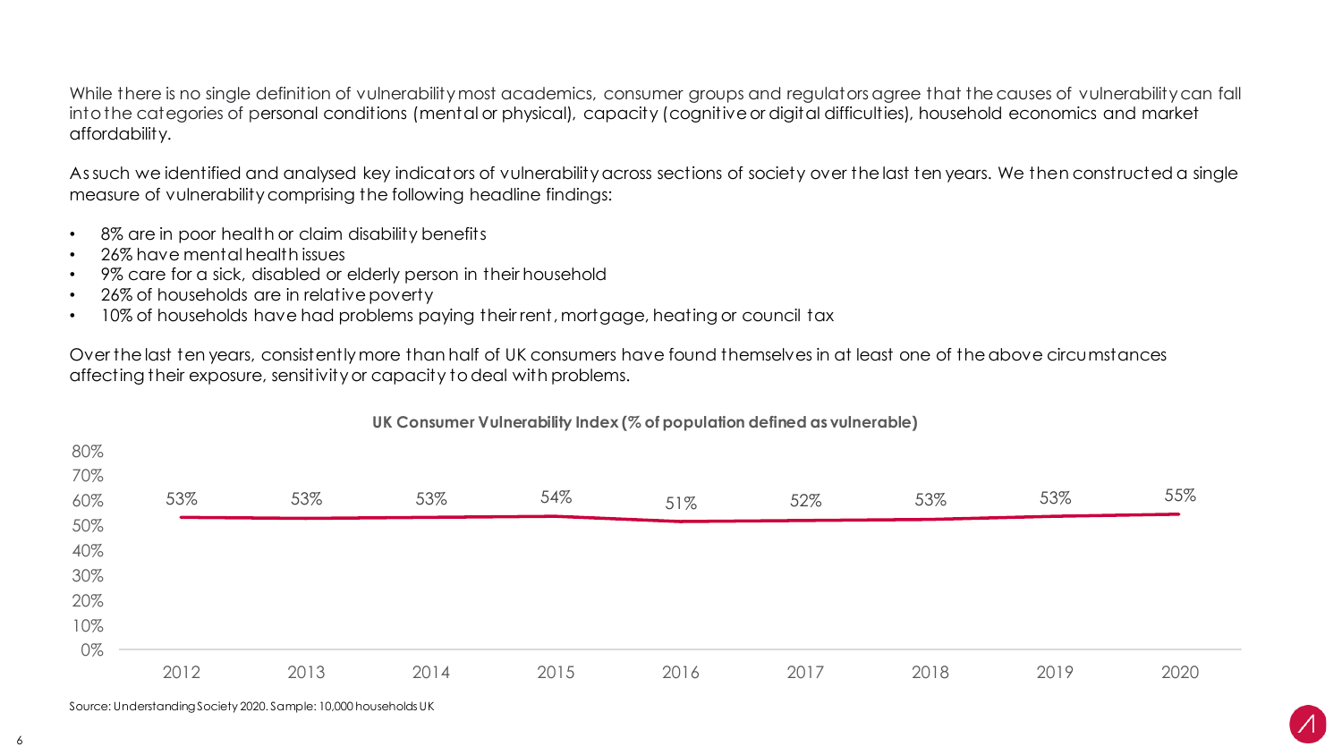While there is no single definition of vulnerability most academics, consumer groups and regulators agree that the causes of vulnerability can fall into the categories of personal conditions (mental or physical), capacity (cognitive or digital difficulties), household economics and market affordability.

As such we identified and analysed key indicators of vulnerability across sections of society over the last ten years. We then constructed a single measure of vulnerability comprising the following headline findings:

- 8% are in poor health or claim disability benefits
- 26% have mental health issues
- 9% care for a sick, disabled or elderly person in their household
- 26% of households are in relative poverty
- 10% of households have had problems paying their rent, mortgage, heating or council tax

Over the last ten years, consistently more than half of UK consumers have found themselves in at least one of the above circumstances affecting their exposure, sensitivity or capacity to deal with problems.

**UK Consumer Vulnerability Index (% of population defined as vulnerable)**

| Year | 2012 | 2013 | 2014 | 2015 | 2016 | 2017 | 2018 | 2019 | 2020 |
|---|---|---|---|---|---|---|---|---|---|
| % vulnerable | 53% | 53% | 53% | 54% | 51% | 52% | 53% | 53% | 55% |

Source: Understanding Society 2020. Sample: 10,000 households UK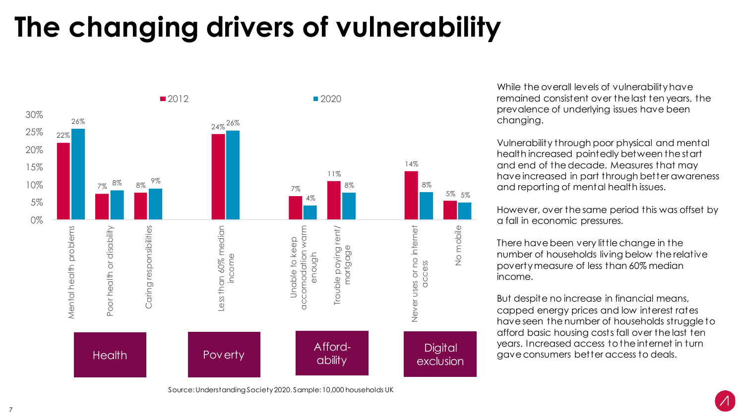# The changing drivers of vulnerability

| Category | Driver | 2012 | 2020 |
| --- | --- | --- | --- |
| Health | Mental health problems | 22% | 26% |
| Health | Poor health or disability | 7% | 8% |
| Health | Caring responsibilities | 8% | 9% |
| Poverty | Less than 60% median income | 24% | 26% |
| Afford-ability | Unable to keep accomodation warm enough | 7% | 4% |
| Afford-ability | Trouble paying rent/ mortgage | 11% | 8% |
| Digital exclusion | Never uses or no internet access | 14% | 8% |
| Digital exclusion | No mobile | 5% | 5% |

Source: Understanding Society 2020. Sample: 10,000 households UK

While the overall levels of vulnerability have remained consistent over the last ten years, the prevalence of underlying issues have been changing.

Vulnerability through poor physical and mental health increased pointedly between the start and end of the decade. Measures that may have increased in part through better awareness and reporting of mental health issues.

However, over the same period this was offset by a fall in economic pressures.

There have been very little change in the number of households living below the relative poverty measure of less than 60% median income.

But despite no increase in financial means, capped energy prices and low interest rates have seen the number of households struggle to afford basic housing costs fall over the last ten years. Increased access to the internet in turn gave consumers better access to deals.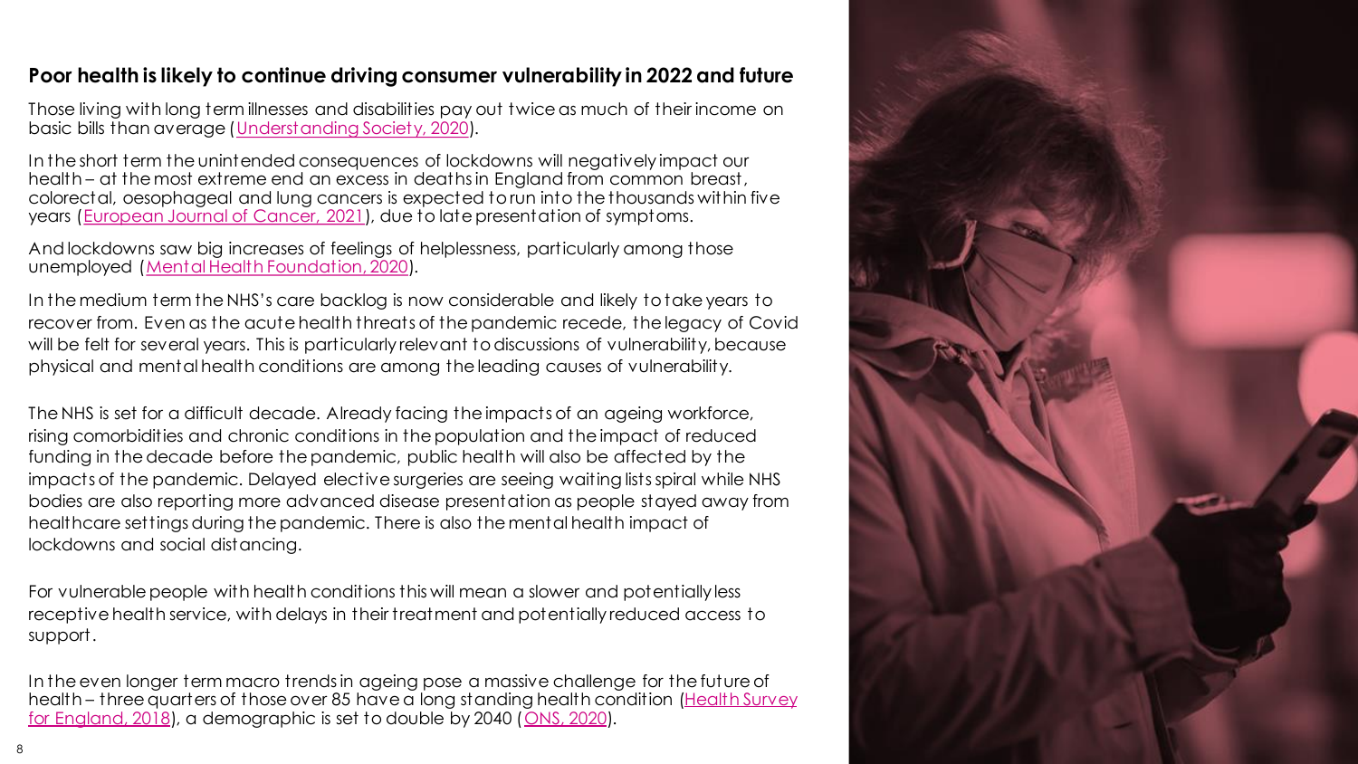## Poor health is likely to continue driving consumer vulnerability in 2022 and future

Those living with long term illnesses and disabilities pay out twice as much of their income on basic bills than average (Understanding Society, 2020).

In the short term the unintended consequences of lockdowns will negatively impact our health – at the most extreme end an excess in deaths in England from common breast, colorectal, oesophageal and lung cancers is expected to run into the thousands within five years (European Journal of Cancer, 2021), due to late presentation of symptoms.

And lockdowns saw big increases of feelings of helplessness, particularly among those unemployed (Mental Health Foundation, 2020).

In the medium term the NHS's care backlog is now considerable and likely to take years to recover from. Even as the acute health threats of the pandemic recede, the legacy of Covid will be felt for several years. This is particularly relevant to discussions of vulnerability, because physical and mental health conditions are among the leading causes of vulnerability.

The NHS is set for a difficult decade. Already facing the impacts of an ageing workforce, rising comorbidities and chronic conditions in the population and the impact of reduced funding in the decade before the pandemic, public health will also be affected by the impacts of the pandemic. Delayed elective surgeries are seeing waiting lists spiral while NHS bodies are also reporting more advanced disease presentation as people stayed away from healthcare settings during the pandemic. There is also the mental health impact of lockdowns and social distancing.

For vulnerable people with health conditions this will mean a slower and potentially less receptive health service, with delays in their treatment and potentially reduced access to support.

In the even longer term macro trends in ageing pose a massive challenge for the future of health – three quarters of those over 85 have a long standing health condition (Health Survey for England, 2018), a demographic is set to double by 2040 (ONS, 2020).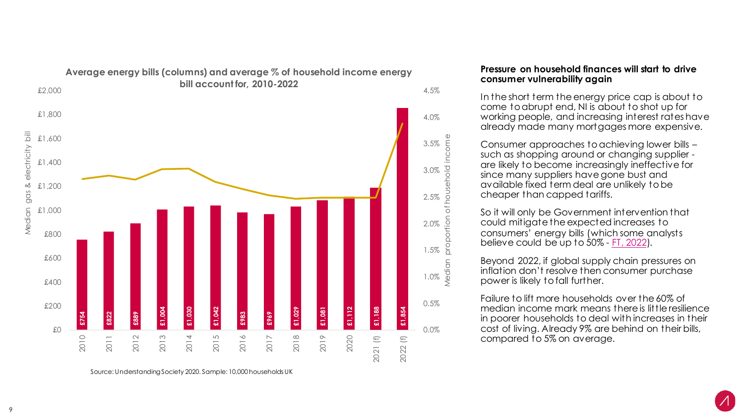**Average energy bills (columns) and average % of household income energy bill account for, 2010-2022**

| Year | Median gas & electricity bill |
|---|---|
| 2010 | £754 |
| 2011 | £822 |
| 2012 | £889 |
| 2013 | £1,004 |
| 2014 | £1,030 |
| 2015 | £1,042 |
| 2016 | £983 |
| 2017 | £969 |
| 2018 | £1,029 |
| 2019 | £1,081 |
| 2020 | £1,112 |
| 2021 (f) | £1,188 |
| 2022 (f) | £1,854 |

Source: Understanding Society 2020. Sample: 10,000 households UK

## Pressure on household finances will start to drive consumer vulnerability again

In the short term the energy price cap is about to come to abrupt end, NI is about to shot up for working people, and increasing interest rates have already made many mortgages more expensive.

Consumer approaches to achieving lower bills – such as shopping around or changing supplier - are likely to become increasingly ineffective for since many suppliers have gone bust and available fixed term deal are unlikely to be cheaper than capped tariffs.

So it will only be Government intervention that could mitigate the expected increases to consumers' energy bills (which some analysts believe could be up to 50% - FT, 2022).

Beyond 2022, if global supply chain pressures on inflation don't resolve then consumer purchase power is likely to fall further.

Failure to lift more households over the 60% of median income mark means there is little resilience in poorer households to deal with increases in their cost of living. Already 9% are behind on their bills, compared to 5% on average.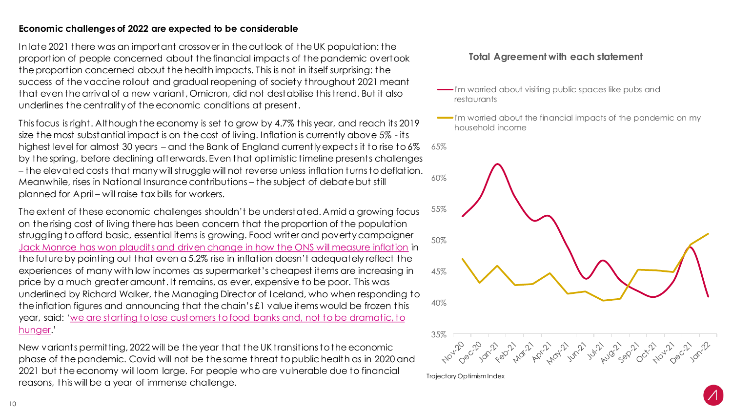**Economic challenges of 2022 are expected to be considerable**

In late 2021 there was an important crossover in the outlook of the UK population: the proportion of people concerned about the financial impacts of the pandemic overtook the proportion concerned about the health impacts. This is not in itself surprising: the success of the vaccine rollout and gradual reopening of society throughout 2021 meant that even the arrival of a new variant, Omicron, did not destabilise this trend. But it also underlines the centrality of the economic conditions at present.

This focus is right. Although the economy is set to grow by 4.7% this year, and reach its 2019 size the most substantial impact is on the cost of living. Inflation is currently above 5% - its highest level for almost 30 years – and the Bank of England currently expects it to rise to 6% by the spring, before declining afterwards. Even that optimistic timeline presents challenges – the elevated costs that many will struggle will not reverse unless inflation turns to deflation. Meanwhile, rises in National Insurance contributions – the subject of debate but still planned for April – will raise tax bills for workers.

The extent of these economic challenges shouldn't be understated. Amid a growing focus on the rising cost of living there has been concern that the proportion of the population struggling to afford basic, essential items is growing. Food writer and poverty campaigner Jack Monroe has won plaudits and driven change in how the ONS will measure inflation in the future by pointing out that even a 5.2% rise in inflation doesn't adequately reflect the experiences of many with low incomes as supermarket's cheapest items are increasing in price by a much greater amount. It remains, as ever, expensive to be poor. This was underlined by Richard Walker, the Managing Director of Iceland, who when responding to the inflation figures and announcing that the chain's £1 value items would be frozen this year, said: 'we are starting to lose customers to food banks and, not to be dramatic, to hunger.'

New variants permitting, 2022 will be the year that the UK transitions to the economic phase of the pandemic. Covid will not be the same threat to public health as in 2020 and 2021 but the economy will loom large. For people who are vulnerable due to financial reasons, this will be a year of immense challenge.

**Total Agreement with each statement**

- I'm worried about visiting public spaces like pubs and restaurants
- I'm worried about the financial impacts of the pandemic on my household income

Trajectory Optimism Index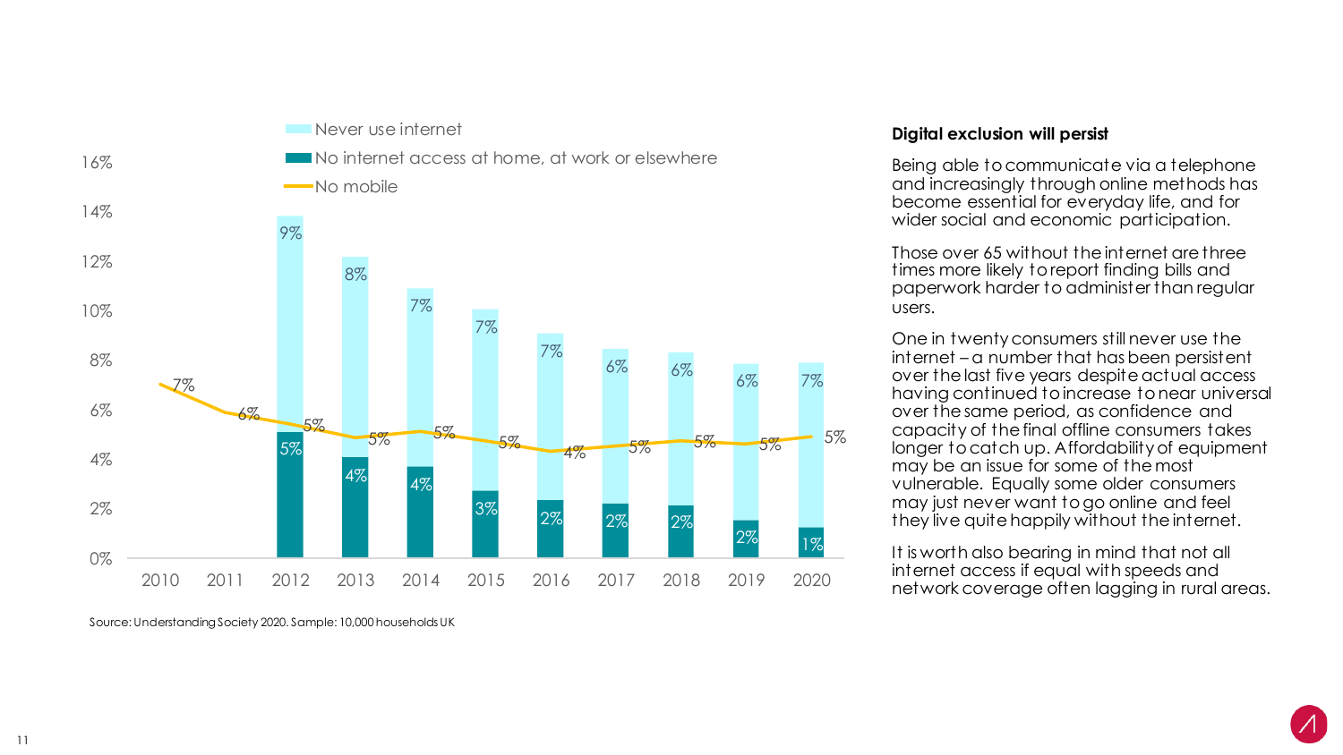| Year | Never use internet | No internet access at home, at work or elsewhere | No mobile |
|---|---|---|---|
| 2010 | | | 7% |
| 2011 | | | 6% |
| 2012 | 9% | 5% | 5% |
| 2013 | 8% | 4% | 5% |
| 2014 | 7% | 4% | 5% |
| 2015 | 7% | 3% | 5% |
| 2016 | 7% | 2% | 4% |
| 2017 | 6% | 2% | 5% |
| 2018 | 6% | 2% | 5% |
| 2019 | 6% | 2% | 5% |
| 2020 | 7% | 1% | 5% |

Source: Understanding Society 2020. Sample: 10,000 households UK

**Digital exclusion will persist**

Being able to communicate via a telephone and increasingly through online methods has become essential for everyday life, and for wider social and economic participation.

Those over 65 without the internet are three times more likely to report finding bills and paperwork harder to administer than regular users.

One in twenty consumers still never use the internet – a number that has been persistent over the last five years despite actual access having continued to increase to near universal over the same period, as confidence and capacity of the final offline consumers takes longer to catch up. Affordability of equipment may be an issue for some of the most vulnerable. Equally some older consumers may just never want to go online and feel they live quite happily without the internet.

It is worth also bearing in mind that not all internet access if equal with speeds and network coverage often lagging in rural areas.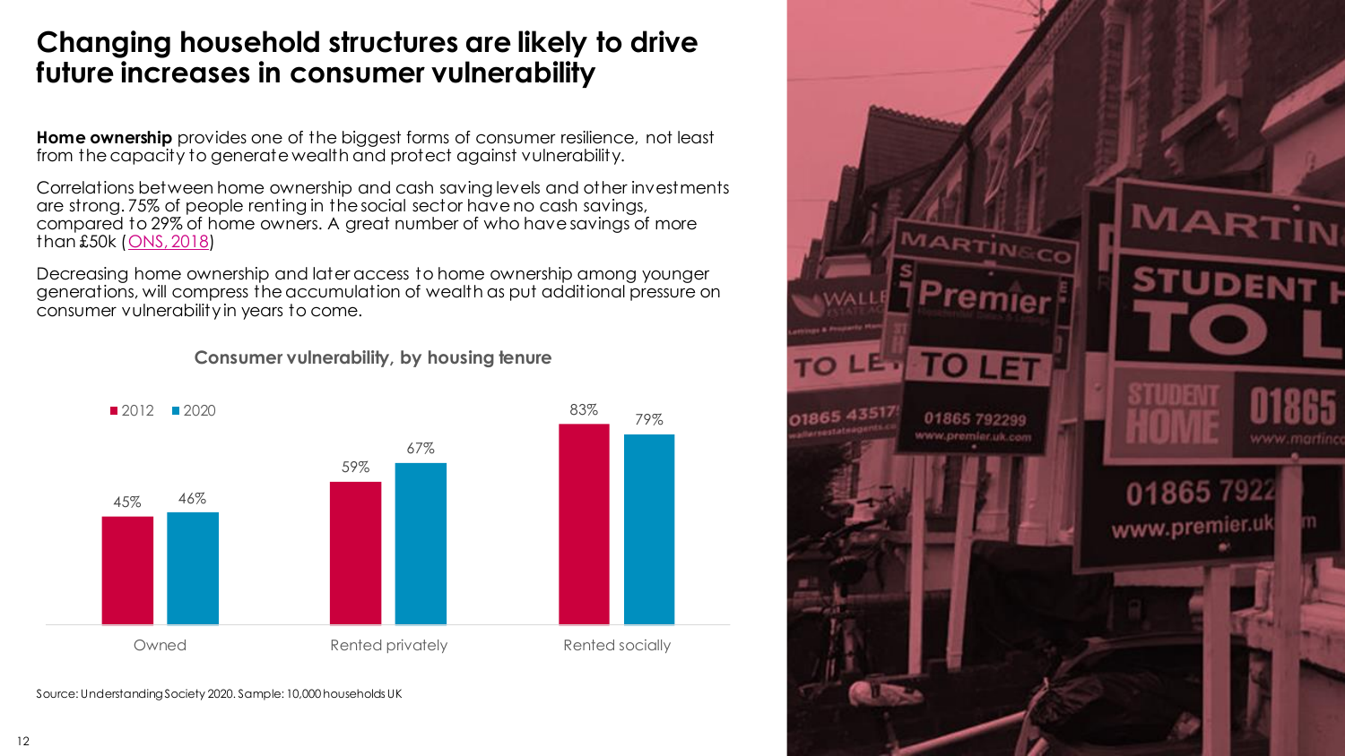# Changing household structures are likely to drive future increases in consumer vulnerability

**Home ownership** provides one of the biggest forms of consumer resilience, not least from the capacity to generate wealth and protect against vulnerability.

Correlations between home ownership and cash saving levels and other investments are strong. 75% of people renting in the social sector have no cash savings, compared to 29% of home owners. A great number of who have savings of more than £50k ([ONS, 2018](#))

Decreasing home ownership and later access to home ownership among younger generations, will compress the accumulation of wealth as put additional pressure on consumer vulnerability in years to come.

**Consumer vulnerability, by housing tenure**

| | 2012 | 2020 |
|---|---|---|
| Owned | 45% | 46% |
| Rented privately | 59% | 67% |
| Rented socially | 83% | 79% |

Source: Understanding Society 2020. Sample: 10,000 households UK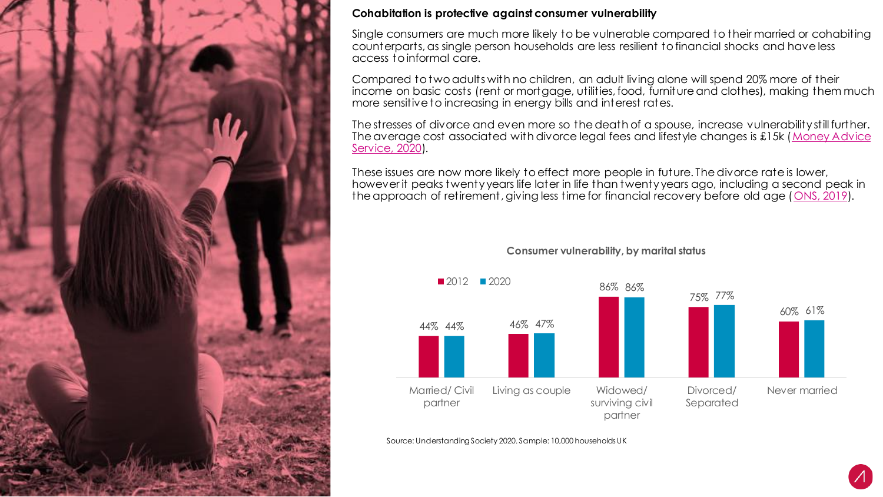**Cohabitation is protective against consumer vulnerability**

Single consumers are much more likely to be vulnerable compared to their married or cohabiting counterparts, as single person households are less resilient to financial shocks and have less access to informal care.

Compared to two adults with no children, an adult living alone will spend 20% more of their income on basic costs (rent or mortgage, utilities, food, furniture and clothes), making them much more sensitive to increasing in energy bills and interest rates.

The stresses of divorce and even more so the death of a spouse, increase vulnerability still further. The average cost associated with divorce legal fees and lifestyle changes is £15k (Money Advice Service, 2020).

These issues are now more likely to effect more people in future. The divorce rate is lower, however it peaks twenty years life later in life than twenty years ago, including a second peak in the approach of retirement, giving less time for financial recovery before old age (ONS, 2019).

**Consumer vulnerability, by marital status**

| Marital status | 2012 | 2020 |
| --- | --- | --- |
| Married/ Civil partner | 44% | 44% |
| Living as couple | 46% | 47% |
| Widowed/ surviving civil partner | 86% | 86% |
| Divorced/ Separated | 75% | 77% |
| Never married | 60% | 61% |

Source: Understanding Society 2020. Sample: 10,000 households UK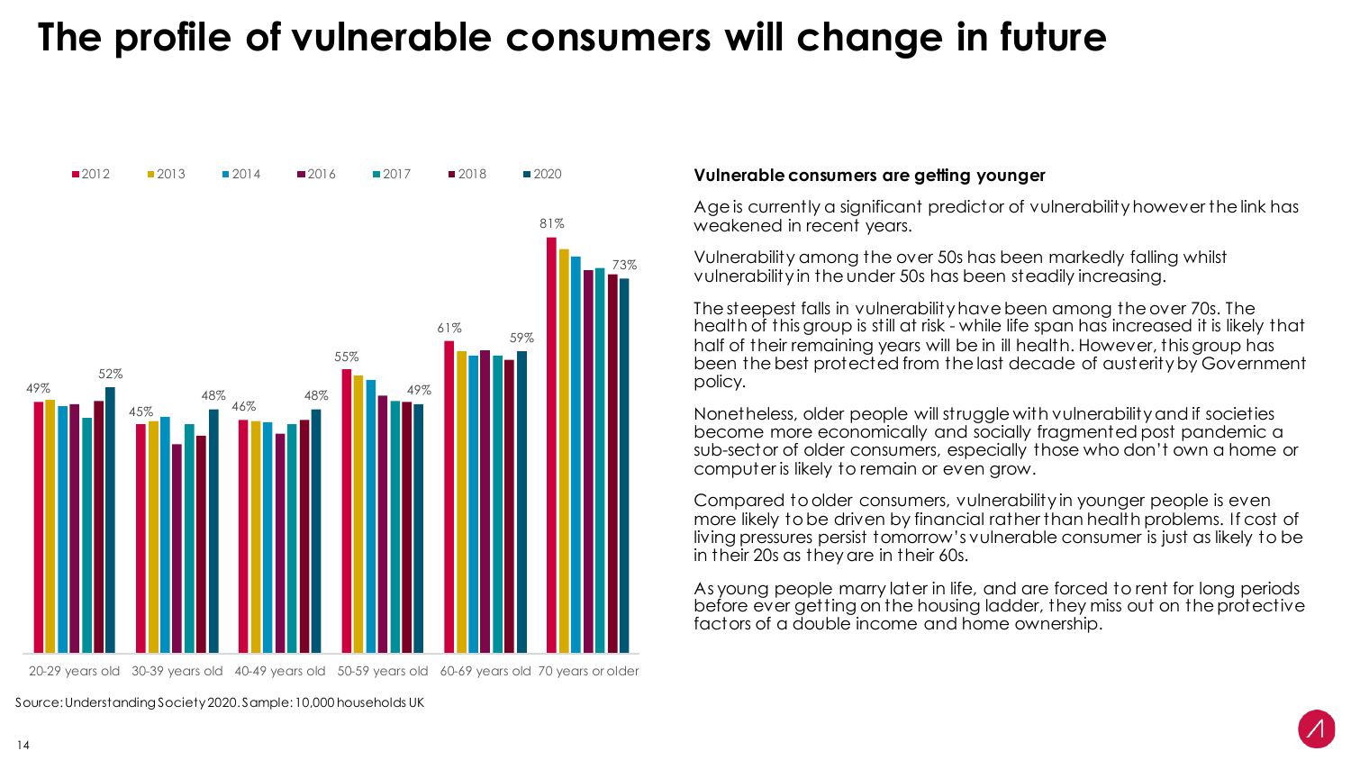# The profile of vulnerable consumers will change in future

2012 | 2013 | 2014 | 2016 | 2017 | 2018 | 2020

| Age group | 2012 | 2020 |
|---|---|---|
| 20-29 years old | 49% | 52% |
| 30-39 years old | 45% | 48% |
| 40-49 years old | 46% | 48% |
| 50-59 years old | 55% | 49% |
| 60-69 years old | 61% | 59% |
| 70 years or older | 81% | 73% |

Source: Understanding Society 2020. Sample: 10,000 households UK

**Vulnerable consumers are getting younger**

Age is currently a significant predictor of vulnerability however the link has weakened in recent years.

Vulnerability among the over 50s has been markedly falling whilst vulnerability in the under 50s has been steadily increasing.

The steepest falls in vulnerability have been among the over 70s. The health of this group is still at risk - while life span has increased it is likely that half of their remaining years will be in ill health. However, this group has been the best protected from the last decade of austerity by Government policy.

Nonetheless, older people will struggle with vulnerability and if societies become more economically and socially fragmented post pandemic a sub-sector of older consumers, especially those who don't own a home or computer is likely to remain or even grow.

Compared to older consumers, vulnerability in younger people is even more likely to be driven by financial rather than health problems. If cost of living pressures persist tomorrow's vulnerable consumer is just as likely to be in their 20s as they are in their 60s.

As young people marry later in life, and are forced to rent for long periods before ever getting on the housing ladder, they miss out on the protective factors of a double income and home ownership.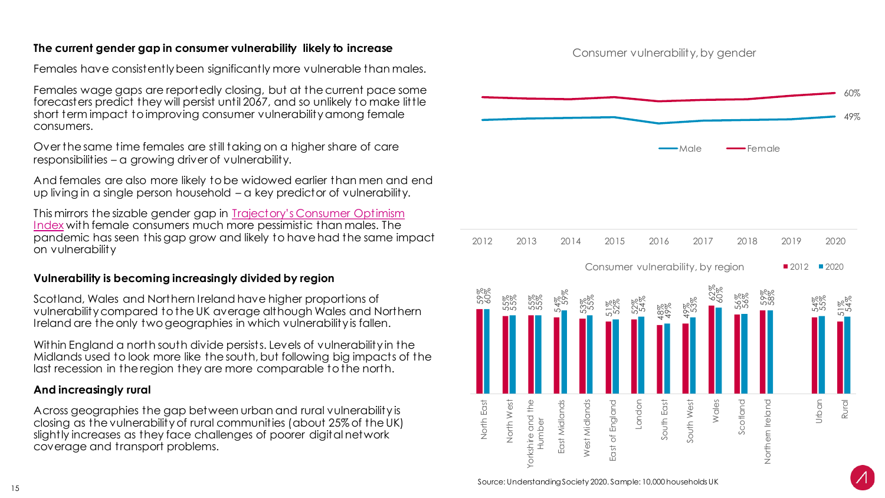**The current gender gap in consumer vulnerability likely to increase**

Females have consistently been significantly more vulnerable than males.

Females wage gaps are reportedly closing, but at the current pace some forecasters predict they will persist until 2067, and so unlikely to make little short term impact to improving consumer vulnerability among female consumers.

Over the same time females are still taking on a higher share of care responsibilities – a growing driver of vulnerability.

And females are also more likely to be widowed earlier than men and end up living in a single person household – a key predictor of vulnerability.

This mirrors the sizable gender gap in [Trajectory's Consumer Optimism Index]() with female consumers much more pessimistic than males. The pandemic has seen this gap grow and likely to have had the same impact on vulnerability

**Vulnerability is becoming increasingly divided by region**

Scotland, Wales and Northern Ireland have higher proportions of vulnerability compared to the UK average although Wales and Northern Ireland are the only two geographies in which vulnerability is fallen.

Within England a north south divide persists. Levels of vulnerability in the Midlands used to look more like the south, but following big impacts of the last recession in the region they are more comparable to the north.

**And increasingly rural**

Across geographies the gap between urban and rural vulnerability is closing as the vulnerability of rural communities (about 25% of the UK) slightly increases as they face challenges of poorer digital network coverage and transport problems.

Consumer vulnerability, by gender

| | 2020 |
|---|---|
| Female | 60% |
| Male | 49% |

Consumer vulnerability, by region

| Region | 2012 | 2020 |
|---|---|---|
| North East | 59% | 60% |
| North West | 55% | 55% |
| Yorkshire and the Humber | 55% | 55% |
| East Midlands | 54% | 59% |
| West Midlands | 53% | 55% |
| East of England | 51% | 52% |
| London | 52% | 54% |
| South East | 48% | 49% |
| South West | 49% | 53% |
| Wales | 62% | 60% |
| Scotland | 56% | 56% |
| Northern Ireland | 59% | 58% |
| Urban | 54% | 55% |
| Rural | 51% | 54% |

Source: Understanding Society 2020. Sample: 10,000 households UK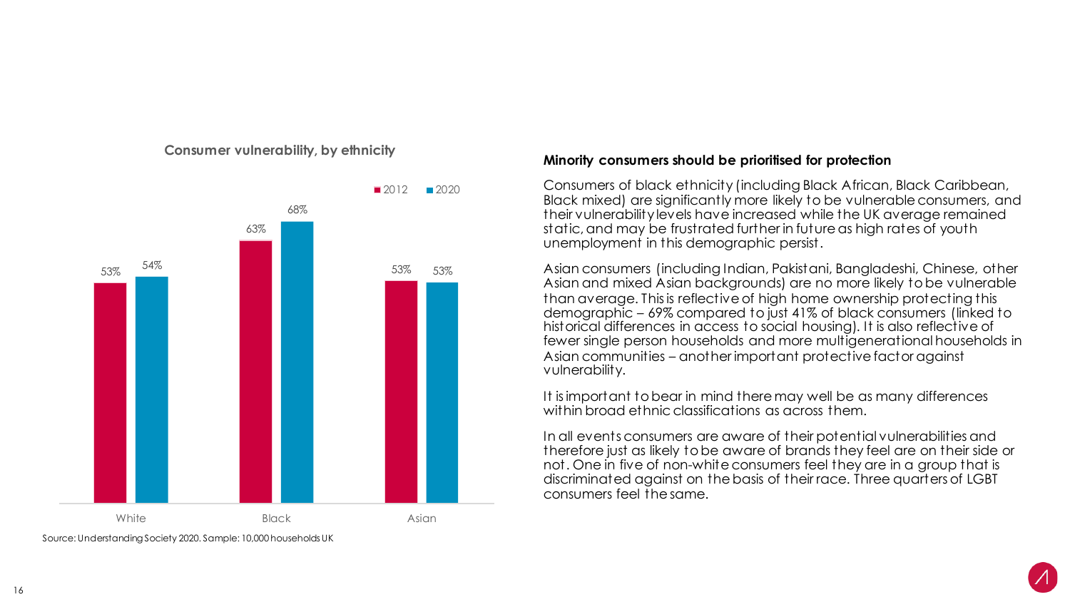**Consumer vulnerability, by ethnicity**

| | 2012 | 2020 |
|---|---|---|
| White | 53% | 54% |
| Black | 63% | 68% |
| Asian | 53% | 53% |

Source: Understanding Society 2020. Sample: 10,000 households UK

### Minority consumers should be prioritised for protection

Consumers of black ethnicity (including Black African, Black Caribbean, Black mixed) are significantly more likely to be vulnerable consumers, and their vulnerability levels have increased while the UK average remained static, and may be frustrated further in future as high rates of youth unemployment in this demographic persist.

Asian consumers (including Indian, Pakistani, Bangladeshi, Chinese, other Asian and mixed Asian backgrounds) are no more likely to be vulnerable than average. This is reflective of high home ownership protecting this demographic – 69% compared to just 41% of black consumers (linked to historical differences in access to social housing). It is also reflective of fewer single person households and more multigenerational households in Asian communities – another important protective factor against vulnerability.

It is important to bear in mind there may well be as many differences within broad ethnic classifications as across them.

In all events consumers are aware of their potential vulnerabilities and therefore just as likely to be aware of brands they feel are on their side or not. One in five of non-white consumers feel they are in a group that is discriminated against on the basis of their race. Three quarters of LGBT consumers feel the same.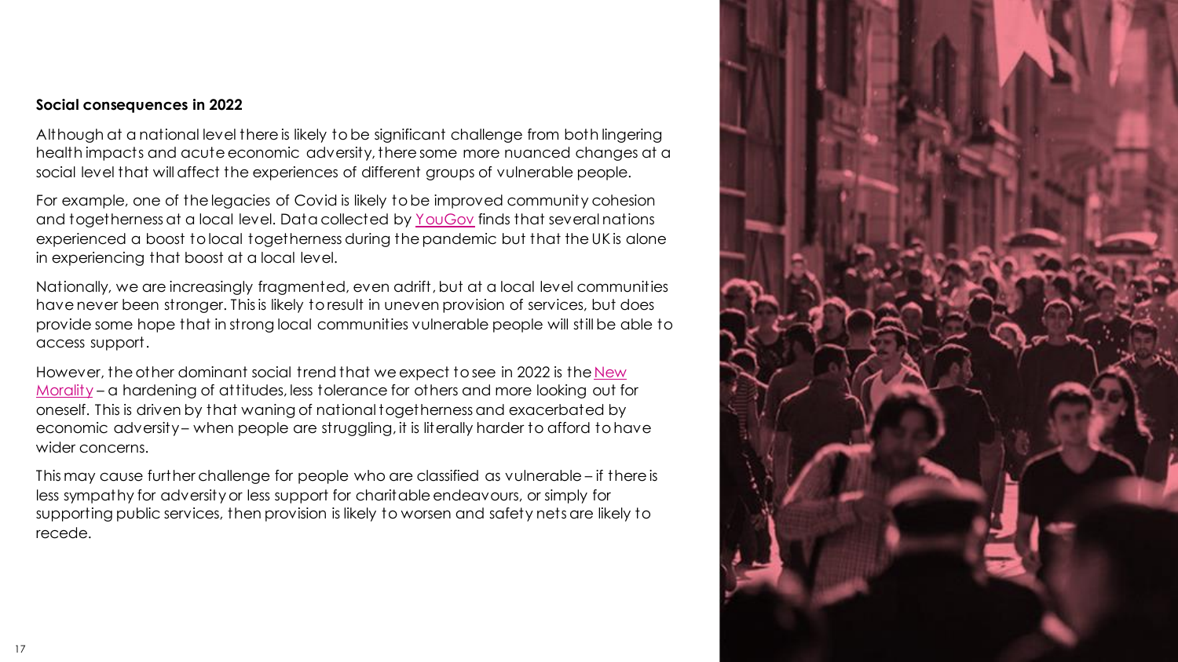**Social consequences in 2022**

Although at a national level there is likely to be significant challenge from both lingering health impacts and acute economic adversity, there some more nuanced changes at a social level that will affect the experiences of different groups of vulnerable people.

For example, one of the legacies of Covid is likely to be improved community cohesion and togetherness at a local level. Data collected by YouGov finds that several nations experienced a boost to local togetherness during the pandemic but that the UK is alone in experiencing that boost at a local level.

Nationally, we are increasingly fragmented, even adrift, but at a local level communities have never been stronger. This is likely to result in uneven provision of services, but does provide some hope that in strong local communities vulnerable people will still be able to access support.

However, the other dominant social trend that we expect to see in 2022 is the New Morality – a hardening of attitudes, less tolerance for others and more looking out for oneself. This is driven by that waning of national togetherness and exacerbated by economic adversity – when people are struggling, it is literally harder to afford to have wider concerns.

This may cause further challenge for people who are classified as vulnerable – if there is less sympathy for adversity or less support for charitable endeavours, or simply for supporting public services, then provision is likely to worsen and safety nets are likely to recede.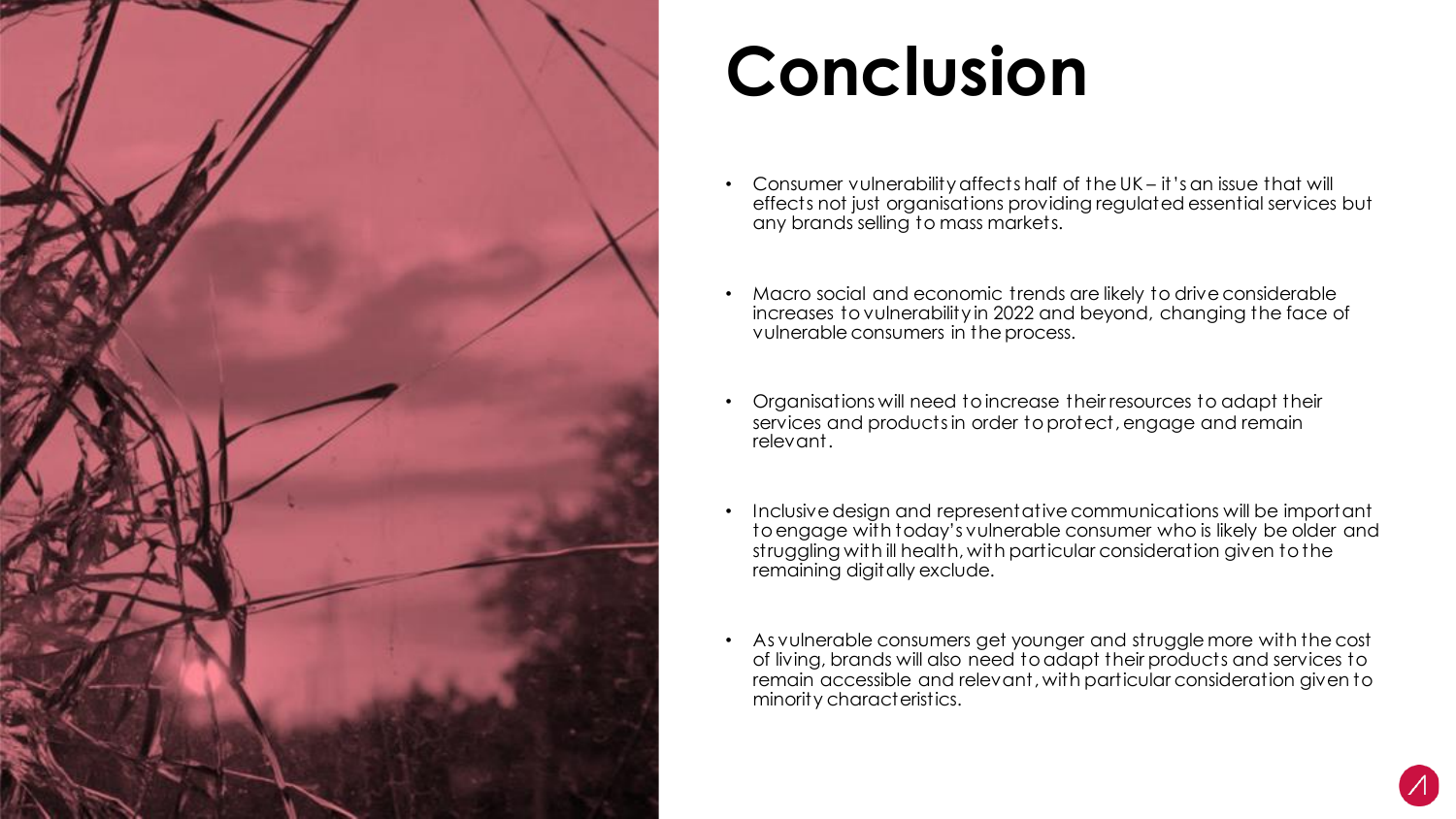# Conclusion

- Consumer vulnerability affects half of the UK – it's an issue that will effects not just organisations providing regulated essential services but any brands selling to mass markets.

- Macro social and economic trends are likely to drive considerable increases to vulnerability in 2022 and beyond, changing the face of vulnerable consumers in the process.

- Organisations will need to increase their resources to adapt their services and products in order to protect, engage and remain relevant.

- Inclusive design and representative communications will be important to engage with today's vulnerable consumer who is likely be older and struggling with ill health, with particular consideration given to the remaining digitally exclude.

- As vulnerable consumers get younger and struggle more with the cost of living, brands will also need to adapt their products and services to remain accessible and relevant, with particular consideration given to minority characteristics.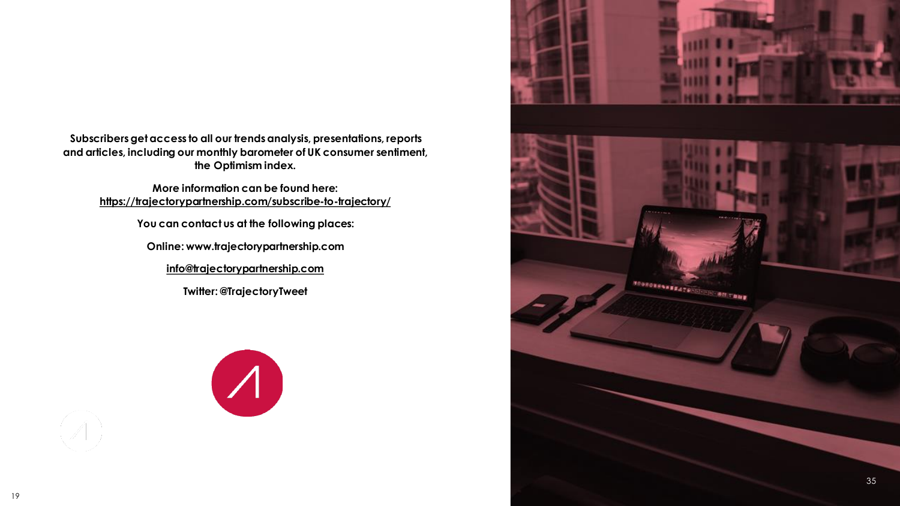**Subscribers get access to all our trends analysis, presentations, reports and articles, including our monthly barometer of UK consumer sentiment, the Optimism index.**

**More information can be found here:**
**https://trajectorypartnership.com/subscribe-to-trajectory/**

**You can contact us at the following places:**

**Online: www.trajectorypartnership.com**

**info@trajectorypartnership.com**

**Twitter: @TrajectoryTweet**